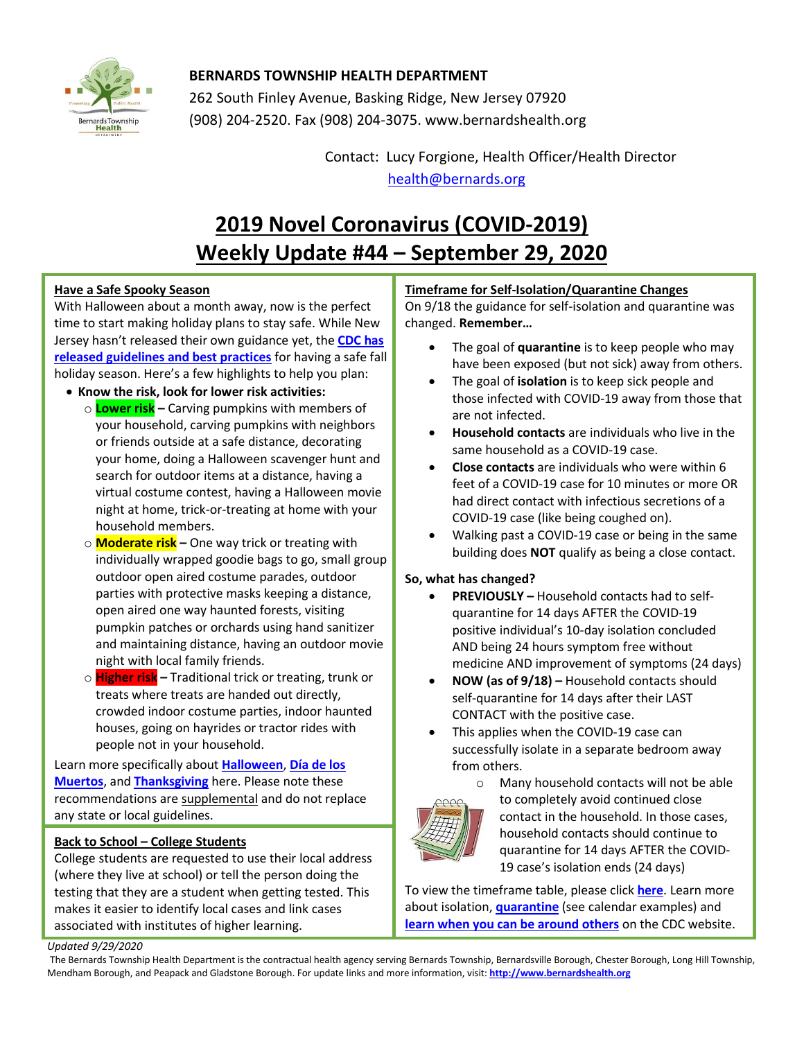**BERNARDS TOWNSHIP HEALTH DEPARTMENT**

262 South Finley Avenue, Basking Ridge, New Jersey 07920

(908) 204-2520. Fax (908) 204-3075. www.bernardshealth.org

Contact: Lucy Forgione, Health Officer/Health Director

health@bernards.org

# 2019 Novel Coronavirus (COVID-2019) Weekly Update #44 – September 29, 2020

## Have a Safe Spooky Season

With Halloween about a month away, now is the perfect time to start making holiday plans to stay safe. While New Jersey hasn't released their own guidance yet, the **CDC has released guidelines and best practices** for having a safe fall holiday season. Here's a few highlights to help you plan:

- **Know the risk, look for lower risk activities:**
  - **Lower risk** – Carving pumpkins with members of your household, carving pumpkins with neighbors or friends outside at a safe distance, decorating your home, doing a Halloween scavenger hunt and search for outdoor items at a distance, having a virtual costume contest, having a Halloween movie night at home, trick-or-treating at home with your household members.
  - **Moderate risk** – One way trick or treating with individually wrapped goodie bags to go, small group outdoor open aired costume parades, outdoor parties with protective masks keeping a distance, open aired one way haunted forests, visiting pumpkin patches or orchards using hand sanitizer and maintaining distance, having an outdoor movie night with local family friends.
  - **Higher risk** – Traditional trick or treating, trunk or treats where treats are handed out directly, crowded indoor costume parties, indoor haunted houses, going on hayrides or tractor rides with people not in your household.

Learn more specifically about **Halloween**, **Día de los Muertos**, and **Thanksgiving** here. Please note these recommendations are supplemental and do not replace any state or local guidelines.

## Back to School – College Students

College students are requested to use their local address (where they live at school) or tell the person doing the testing that they are a student when getting tested. This makes it easier to identify local cases and link cases associated with institutes of higher learning.

## Timeframe for Self-Isolation/Quarantine Changes

On 9/18 the guidance for self-isolation and quarantine was changed. **Remember…**

- The goal of **quarantine** is to keep people who may have been exposed (but not sick) away from others.
- The goal of **isolation** is to keep sick people and those infected with COVID-19 away from those that are not infected.
- **Household contacts** are individuals who live in the same household as a COVID-19 case.
- **Close contacts** are individuals who were within 6 feet of a COVID-19 case for 10 minutes or more OR had direct contact with infectious secretions of a COVID-19 case (like being coughed on).
- Walking past a COVID-19 case or being in the same building does **NOT** qualify as being a close contact.

**So, what has changed?**

- **PREVIOUSLY –** Household contacts had to self-quarantine for 14 days AFTER the COVID-19 positive individual's 10-day isolation concluded AND being 24 hours symptom free without medicine AND improvement of symptoms (24 days)
- **NOW (as of 9/18) –** Household contacts should self-quarantine for 14 days after their LAST CONTACT with the positive case.
- This applies when the COVID-19 case can successfully isolate in a separate bedroom away from others.
  - Many household contacts will not be able to completely avoid continued close contact in the household. In those cases, household contacts should continue to quarantine for 14 days AFTER the COVID-19 case's isolation ends (24 days)

To view the timeframe table, please click **here**. Learn more about isolation, **quarantine** (see calendar examples) and **learn when you can be around others** on the CDC website.

*Updated 9/29/2020*

The Bernards Township Health Department is the contractual health agency serving Bernards Township, Bernardsville Borough, Chester Borough, Long Hill Township, Mendham Borough, and Peapack and Gladstone Borough. For update links and more information, visit: **http://www.bernardshealth.org**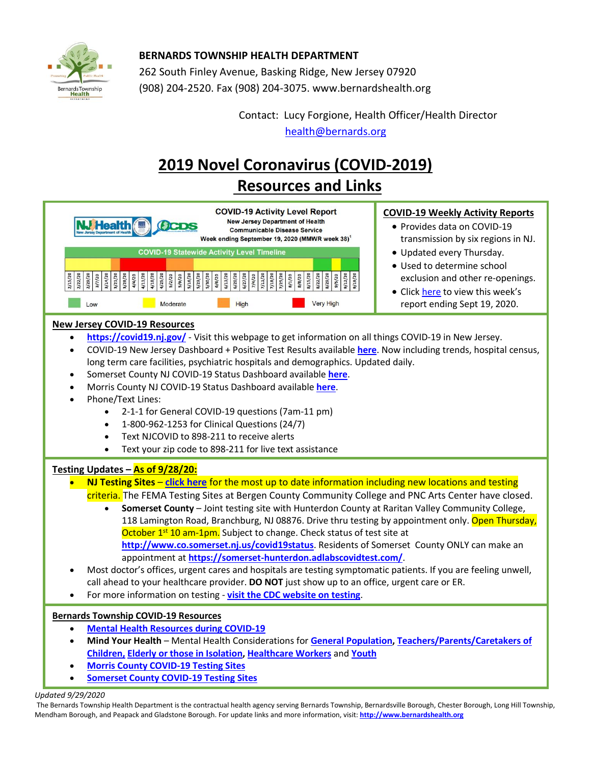**BERNARDS TOWNSHIP HEALTH DEPARTMENT**
262 South Finley Avenue, Basking Ridge, New Jersey 07920
(908) 204-2520. Fax (908) 204-3075. www.bernardshealth.org

Contact: Lucy Forgione, Health Officer/Health Director
health@bernards.org

# 2019 Novel Coronavirus (COVID-2019) Resources and Links

COVID-19 Activity Level Report
New Jersey Department of Health
Communicable Disease Service
Week ending September 19, 2020 (MMWR week 38)[1]

COVID-19 Statewide Activity Level Timeline

2/15/20 2/22/20 2/29/20 3/7/20 3/14/20 3/21/20 3/28/20 4/4/20 4/11/20 4/18/20 4/25/20 5/2/20 5/9/20 5/16/20 5/23/20 5/30/20 6/6/20 6/13/20 6/20/20 6/27/20 7/4/20 7/11/20 7/18/20 7/25/20 8/1/20 8/8/20 8/15/20 8/22/20 8/29/20 9/5/20 9/12/20 9/19/20

Low Moderate High Very High

## COVID-19 Weekly Activity Reports

- Provides data on COVID-19 transmission by six regions in NJ.
- Updated every Thursday.
- Used to determine school exclusion and other re-openings.
- Click here to view this week's report ending Sept 19, 2020.

## New Jersey COVID-19 Resources

- **https://covid19.nj.gov/** - Visit this webpage to get information on all things COVID-19 in New Jersey.
- COVID-19 New Jersey Dashboard + Positive Test Results available **here**. Now including trends, hospital census, long term care facilities, psychiatric hospitals and demographics. Updated daily.
- Somerset County NJ COVID-19 Status Dashboard available **here**.
- Morris County NJ COVID-19 Status Dashboard available **here**.
- Phone/Text Lines:
  - 2-1-1 for General COVID-19 questions (7am-11 pm)
  - 1-800-962-1253 for Clinical Questions (24/7)
  - Text NJCOVID to 898-211 to receive alerts
  - Text your zip code to 898-211 for live text assistance

## Testing Updates – As of 9/28/20:

- **NJ Testing Sites** – **click here** for the most up to date information including new locations and testing criteria. The FEMA Testing Sites at Bergen County Community College and PNC Arts Center have closed.
  - **Somerset County** – Joint testing site with Hunterdon County at Raritan Valley Community College, 118 Lamington Road, Branchburg, NJ 08876. Drive thru testing by appointment only. Open Thursday, October 1st 10 am-1pm. Subject to change. Check status of test site at **http://www.co.somerset.nj.us/covid19status**. Residents of Somerset County ONLY can make an appointment at **https://somerset-hunterdon.adlabscovidtest.com/**.
- Most doctor's offices, urgent cares and hospitals are testing symptomatic patients. If you are feeling unwell, call ahead to your healthcare provider. **DO NOT** just show up to an office, urgent care or ER.
- For more information on testing - **visit the CDC website on testing**.

## Bernards Township COVID-19 Resources

- **Mental Health Resources during COVID-19**
- **Mind Your Health** – Mental Health Considerations for **General Population**, **Teachers/Parents/Caretakers of Children**, **Elderly or those in Isolation**, **Healthcare Workers** and **Youth**
- **Morris County COVID-19 Testing Sites**
- **Somerset County COVID-19 Testing Sites**

*Updated 9/29/2020*

The Bernards Township Health Department is the contractual health agency serving Bernards Township, Bernardsville Borough, Chester Borough, Long Hill Township, Mendham Borough, and Peapack and Gladstone Borough. For update links and more information, visit: **http://www.bernardshealth.org**